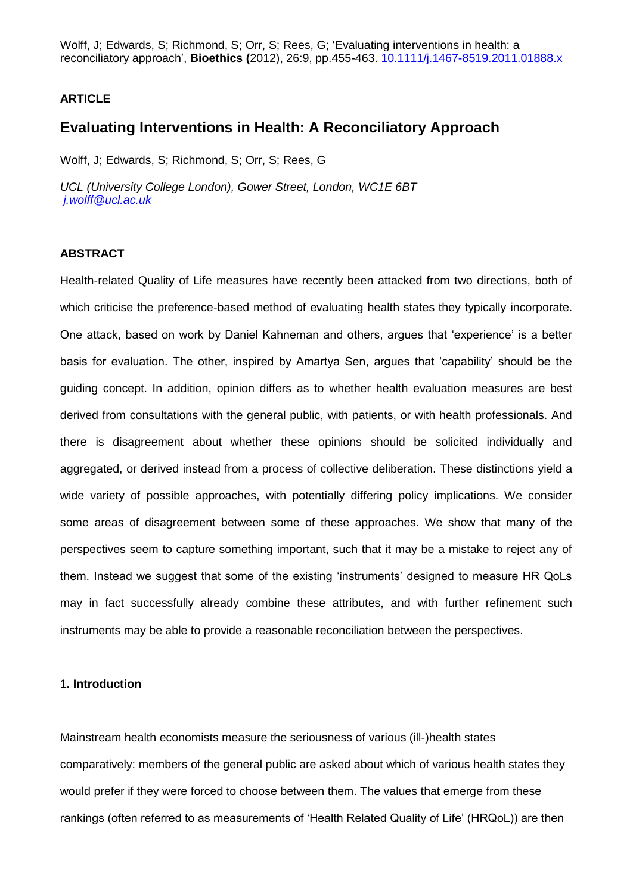Wolff, J; Edwards, S; Richmond, S; Orr, S; Rees, G; 'Evaluating interventions in health: a reconciliatory approach', **Bioethics (**2012), 26:9, pp.455-463. [10.1111/j.1467-8519.2011.01888.x](https://doi.org/10.1111/j.1467-8519.2011.01888.x)

**ARTICLE**

# Evaluating Interventions in Health: A Reconciliatory Approach

Wolff, J; Edwards, S; Richmond, S; Orr, S; Rees, G

*UCL (University College London), Gower Street, London, WC1E 6BT*
*[j.wolff@ucl.ac.uk](mailto:j.wolff@ucl.ac.uk)*

## ABSTRACT

Health-related Quality of Life measures have recently been attacked from two directions, both of which criticise the preference-based method of evaluating health states they typically incorporate. One attack, based on work by Daniel Kahneman and others, argues that 'experience' is a better basis for evaluation. The other, inspired by Amartya Sen, argues that 'capability' should be the guiding concept. In addition, opinion differs as to whether health evaluation measures are best derived from consultations with the general public, with patients, or with health professionals. And there is disagreement about whether these opinions should be solicited individually and aggregated, or derived instead from a process of collective deliberation. These distinctions yield a wide variety of possible approaches, with potentially differing policy implications. We consider some areas of disagreement between some of these approaches. We show that many of the perspectives seem to capture something important, such that it may be a mistake to reject any of them. Instead we suggest that some of the existing 'instruments' designed to measure HR QoLs may in fact successfully already combine these attributes, and with further refinement such instruments may be able to provide a reasonable reconciliation between the perspectives.

## 1. Introduction

Mainstream health economists measure the seriousness of various (ill-)health states comparatively: members of the general public are asked about which of various health states they would prefer if they were forced to choose between them. The values that emerge from these rankings (often referred to as measurements of 'Health Related Quality of Life' (HRQoL)) are then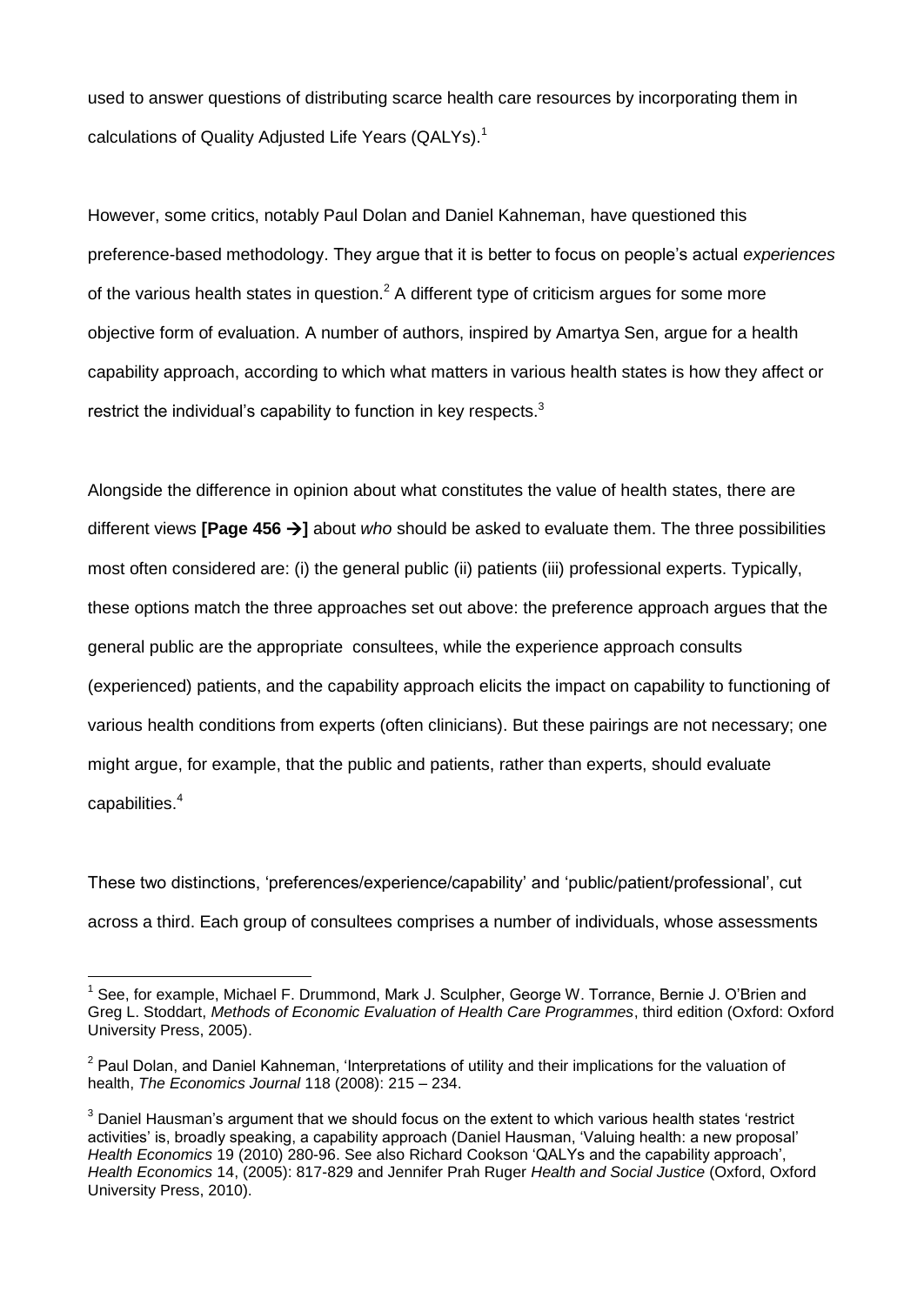used to answer questions of distributing scarce health care resources by incorporating them in calculations of Quality Adjusted Life Years (QALYs).[1]

However, some critics, notably Paul Dolan and Daniel Kahneman, have questioned this preference-based methodology. They argue that it is better to focus on people's actual *experiences* of the various health states in question.[2] A different type of criticism argues for some more objective form of evaluation. A number of authors, inspired by Amartya Sen, argue for a health capability approach, according to which what matters in various health states is how they affect or restrict the individual's capability to function in key respects.[3]

Alongside the difference in opinion about what constitutes the value of health states, there are different views **[Page 456 →]** about *who* should be asked to evaluate them. The three possibilities most often considered are: (i) the general public (ii) patients (iii) professional experts. Typically, these options match the three approaches set out above: the preference approach argues that the general public are the appropriate consultees, while the experience approach consults (experienced) patients, and the capability approach elicits the impact on capability to functioning of various health conditions from experts (often clinicians). But these pairings are not necessary; one might argue, for example, that the public and patients, rather than experts, should evaluate capabilities.[4]

These two distinctions, 'preferences/experience/capability' and 'public/patient/professional', cut across a third. Each group of consultees comprises a number of individuals, whose assessments

---

[1] See, for example, Michael F. Drummond, Mark J. Sculpher, George W. Torrance, Bernie J. O'Brien and Greg L. Stoddart, *Methods of Economic Evaluation of Health Care Programmes*, third edition (Oxford: Oxford University Press, 2005).

[2] Paul Dolan, and Daniel Kahneman, 'Interpretations of utility and their implications for the valuation of health, *The Economics Journal* 118 (2008): 215 – 234.

[3] Daniel Hausman's argument that we should focus on the extent to which various health states 'restrict activities' is, broadly speaking, a capability approach (Daniel Hausman, 'Valuing health: a new proposal' *Health Economics* 19 (2010) 280-96. See also Richard Cookson 'QALYs and the capability approach', *Health Economics* 14, (2005): 817-829 and Jennifer Prah Ruger *Health and Social Justice* (Oxford, Oxford University Press, 2010).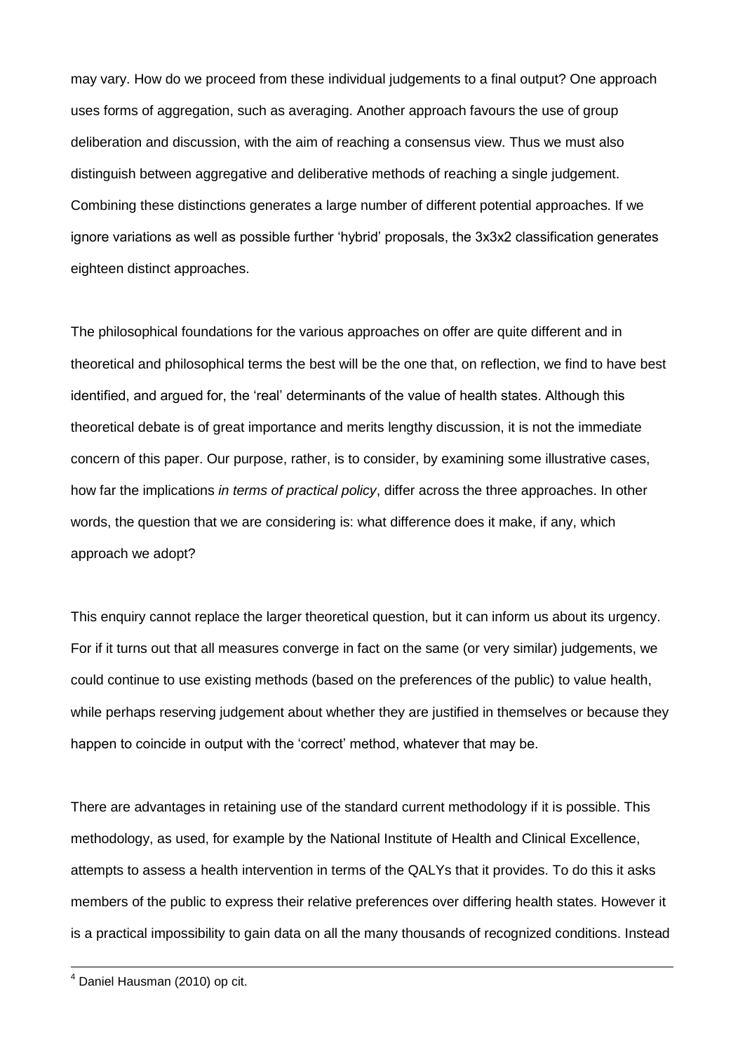may vary. How do we proceed from these individual judgements to a final output? One approach uses forms of aggregation, such as averaging. Another approach favours the use of group deliberation and discussion, with the aim of reaching a consensus view. Thus we must also distinguish between aggregative and deliberative methods of reaching a single judgement. Combining these distinctions generates a large number of different potential approaches. If we ignore variations as well as possible further 'hybrid' proposals, the 3x3x2 classification generates eighteen distinct approaches.

The philosophical foundations for the various approaches on offer are quite different and in theoretical and philosophical terms the best will be the one that, on reflection, we find to have best identified, and argued for, the 'real' determinants of the value of health states. Although this theoretical debate is of great importance and merits lengthy discussion, it is not the immediate concern of this paper. Our purpose, rather, is to consider, by examining some illustrative cases, how far the implications *in terms of practical policy*, differ across the three approaches. In other words, the question that we are considering is: what difference does it make, if any, which approach we adopt?

This enquiry cannot replace the larger theoretical question, but it can inform us about its urgency. For if it turns out that all measures converge in fact on the same (or very similar) judgements, we could continue to use existing methods (based on the preferences of the public) to value health, while perhaps reserving judgement about whether they are justified in themselves or because they happen to coincide in output with the 'correct' method, whatever that may be.

There are advantages in retaining use of the standard current methodology if it is possible. This methodology, as used, for example by the National Institute of Health and Clinical Excellence, attempts to assess a health intervention in terms of the QALYs that it provides. To do this it asks members of the public to express their relative preferences over differing health states. However it is a practical impossibility to gain data on all the many thousands of recognized conditions. Instead

[4] Daniel Hausman (2010) op cit.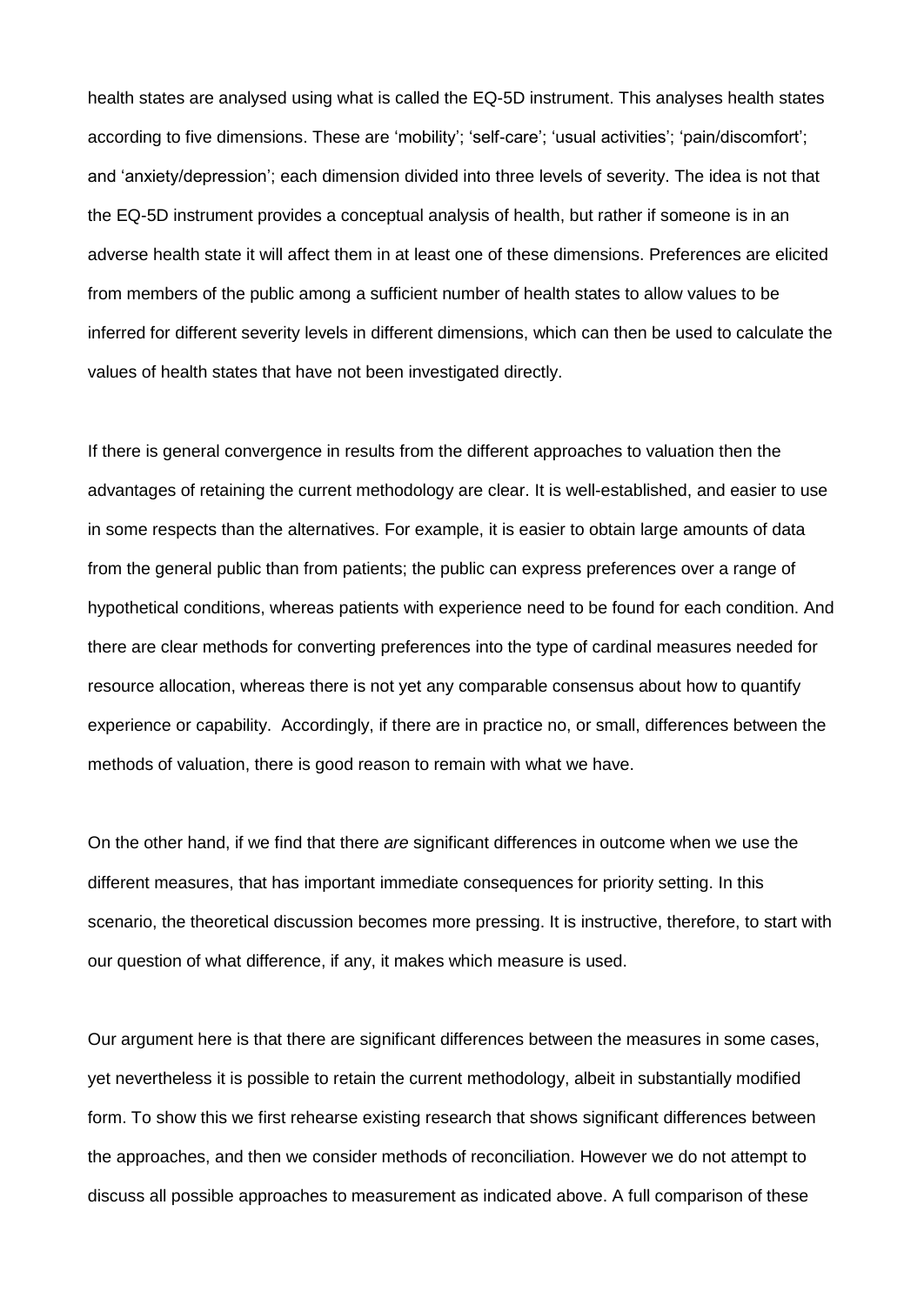health states are analysed using what is called the EQ-5D instrument. This analyses health states according to five dimensions. These are 'mobility'; 'self-care'; 'usual activities'; 'pain/discomfort'; and 'anxiety/depression'; each dimension divided into three levels of severity. The idea is not that the EQ-5D instrument provides a conceptual analysis of health, but rather if someone is in an adverse health state it will affect them in at least one of these dimensions. Preferences are elicited from members of the public among a sufficient number of health states to allow values to be inferred for different severity levels in different dimensions, which can then be used to calculate the values of health states that have not been investigated directly.

If there is general convergence in results from the different approaches to valuation then the advantages of retaining the current methodology are clear. It is well-established, and easier to use in some respects than the alternatives. For example, it is easier to obtain large amounts of data from the general public than from patients; the public can express preferences over a range of hypothetical conditions, whereas patients with experience need to be found for each condition. And there are clear methods for converting preferences into the type of cardinal measures needed for resource allocation, whereas there is not yet any comparable consensus about how to quantify experience or capability. Accordingly, if there are in practice no, or small, differences between the methods of valuation, there is good reason to remain with what we have.

On the other hand, if we find that there *are* significant differences in outcome when we use the different measures, that has important immediate consequences for priority setting. In this scenario, the theoretical discussion becomes more pressing. It is instructive, therefore, to start with our question of what difference, if any, it makes which measure is used.

Our argument here is that there are significant differences between the measures in some cases, yet nevertheless it is possible to retain the current methodology, albeit in substantially modified form. To show this we first rehearse existing research that shows significant differences between the approaches, and then we consider methods of reconciliation. However we do not attempt to discuss all possible approaches to measurement as indicated above. A full comparison of these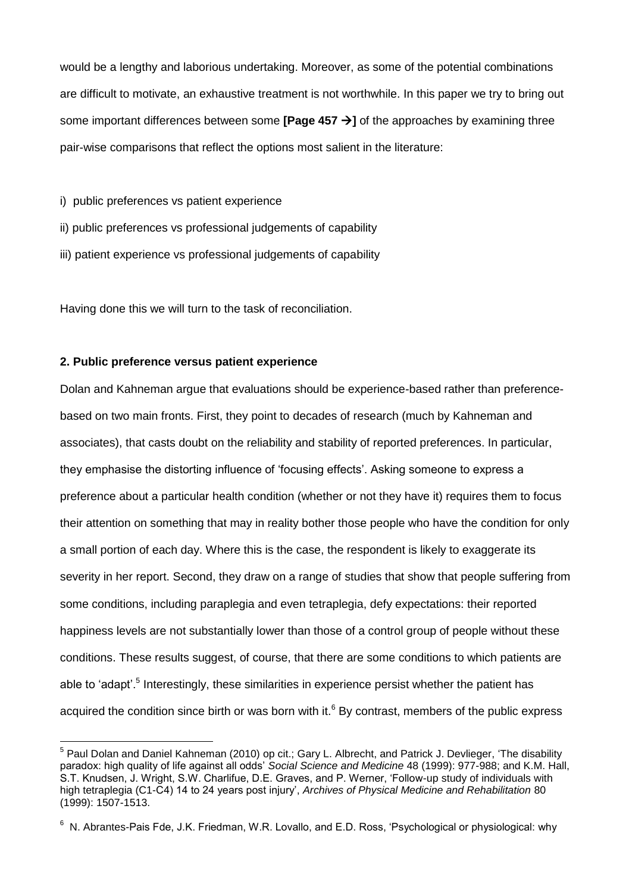would be a lengthy and laborious undertaking. Moreover, as some of the potential combinations are difficult to motivate, an exhaustive treatment is not worthwhile. In this paper we try to bring out some important differences between some **[Page 457 →]** of the approaches by examining three pair-wise comparisons that reflect the options most salient in the literature:

i) public preferences vs patient experience

ii) public preferences vs professional judgements of capability

iii) patient experience vs professional judgements of capability

Having done this we will turn to the task of reconciliation.

## 2. Public preference versus patient experience

Dolan and Kahneman argue that evaluations should be experience-based rather than preference-based on two main fronts. First, they point to decades of research (much by Kahneman and associates), that casts doubt on the reliability and stability of reported preferences. In particular, they emphasise the distorting influence of 'focusing effects'. Asking someone to express a preference about a particular health condition (whether or not they have it) requires them to focus their attention on something that may in reality bother those people who have the condition for only a small portion of each day. Where this is the case, the respondent is likely to exaggerate its severity in her report. Second, they draw on a range of studies that show that people suffering from some conditions, including paraplegia and even tetraplegia, defy expectations: their reported happiness levels are not substantially lower than those of a control group of people without these conditions. These results suggest, of course, that there are some conditions to which patients are able to 'adapt'.[5] Interestingly, these similarities in experience persist whether the patient has acquired the condition since birth or was born with it.[6] By contrast, members of the public express

---

[5] Paul Dolan and Daniel Kahneman (2010) op cit.; Gary L. Albrecht, and Patrick J. Devlieger, 'The disability paradox: high quality of life against all odds' *Social Science and Medicine* 48 (1999): 977-988; and K.M. Hall, S.T. Knudsen, J. Wright, S.W. Charlifue, D.E. Graves, and P. Werner, 'Follow-up study of individuals with high tetraplegia (C1-C4) 14 to 24 years post injury', *Archives of Physical Medicine and Rehabilitation* 80 (1999): 1507-1513.

[6] N. Abrantes-Pais Fde, J.K. Friedman, W.R. Lovallo, and E.D. Ross, 'Psychological or physiological: why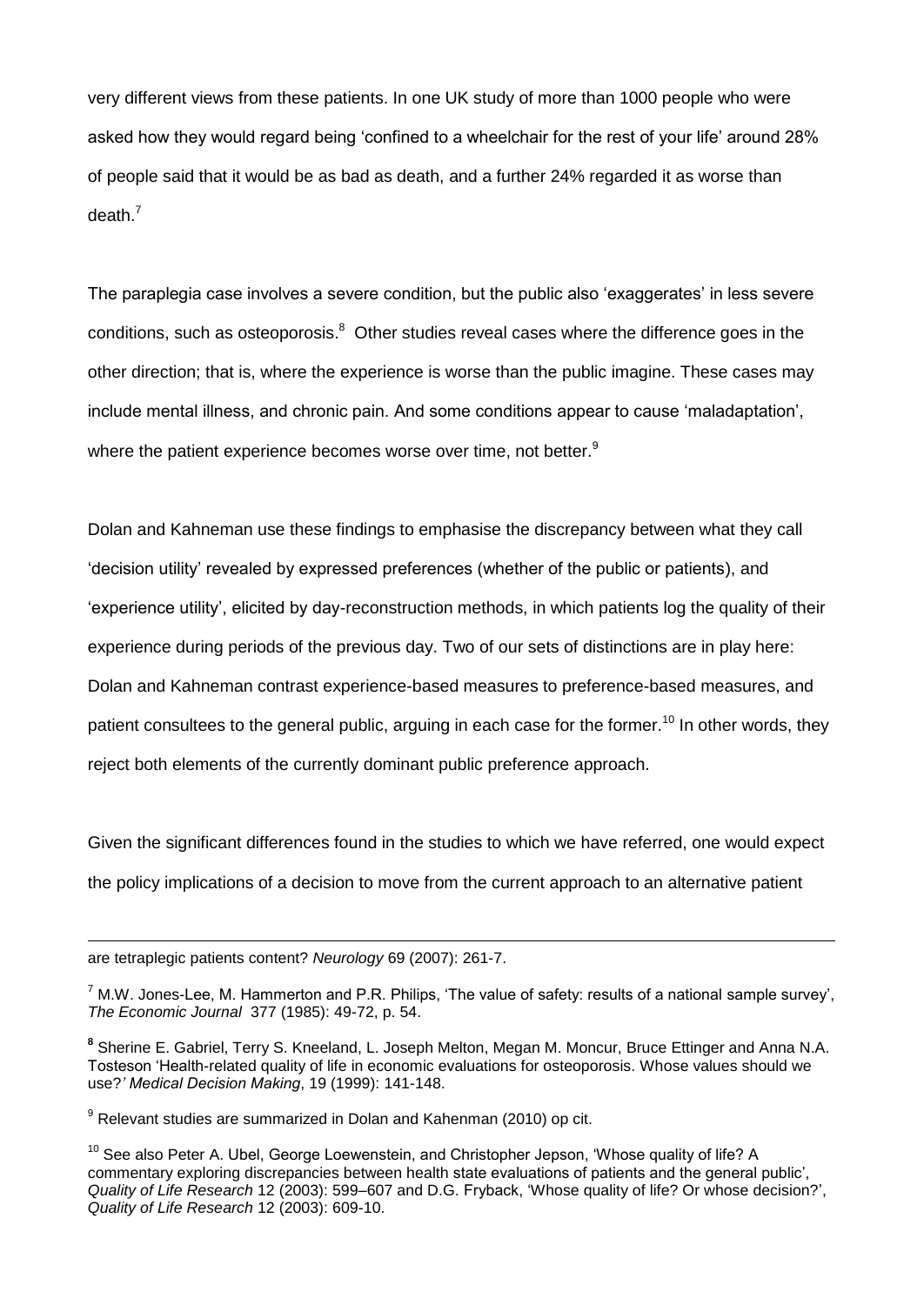very different views from these patients. In one UK study of more than 1000 people who were asked how they would regard being 'confined to a wheelchair for the rest of your life' around 28% of people said that it would be as bad as death, and a further 24% regarded it as worse than death.[7]

The paraplegia case involves a severe condition, but the public also 'exaggerates' in less severe conditions, such as osteoporosis.[8] Other studies reveal cases where the difference goes in the other direction; that is, where the experience is worse than the public imagine. These cases may include mental illness, and chronic pain. And some conditions appear to cause 'maladaptation', where the patient experience becomes worse over time, not better.[9]

Dolan and Kahneman use these findings to emphasise the discrepancy between what they call 'decision utility' revealed by expressed preferences (whether of the public or patients), and 'experience utility', elicited by day-reconstruction methods, in which patients log the quality of their experience during periods of the previous day. Two of our sets of distinctions are in play here: Dolan and Kahneman contrast experience-based measures to preference-based measures, and patient consultees to the general public, arguing in each case for the former.[10] In other words, they reject both elements of the currently dominant public preference approach.

Given the significant differences found in the studies to which we have referred, one would expect the policy implications of a decision to move from the current approach to an alternative patient

---

are tetraplegic patients content? *Neurology* 69 (2007): 261-7.

[7] M.W. Jones-Lee, M. Hammerton and P.R. Philips, 'The value of safety: results of a national sample survey', *The Economic Journal* 377 (1985): 49-72, p. 54.

[8] Sherine E. Gabriel, Terry S. Kneeland, L. Joseph Melton, Megan M. Moncur, Bruce Ettinger and Anna N.A. Tosteson 'Health-related quality of life in economic evaluations for osteoporosis. Whose values should we use?' *Medical Decision Making*, 19 (1999): 141-148.

[9] Relevant studies are summarized in Dolan and Kahenman (2010) op cit.

[10] See also Peter A. Ubel, George Loewenstein, and Christopher Jepson, 'Whose quality of life? A commentary exploring discrepancies between health state evaluations of patients and the general public', *Quality of Life Research* 12 (2003): 599–607 and D.G. Fryback, 'Whose quality of life? Or whose decision?', *Quality of Life Research* 12 (2003): 609-10.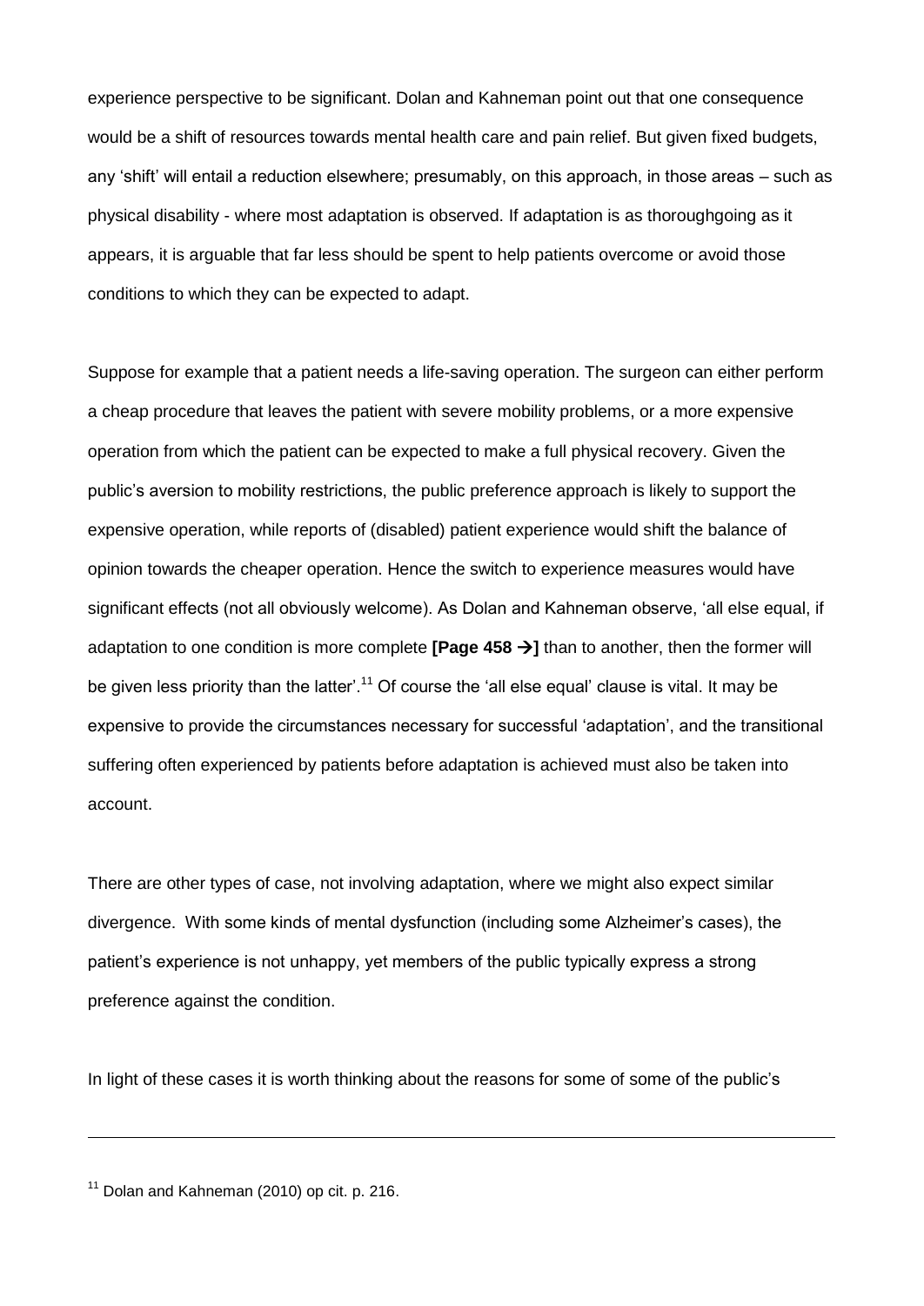experience perspective to be significant. Dolan and Kahneman point out that one consequence would be a shift of resources towards mental health care and pain relief. But given fixed budgets, any 'shift' will entail a reduction elsewhere; presumably, on this approach, in those areas – such as physical disability - where most adaptation is observed. If adaptation is as thoroughgoing as it appears, it is arguable that far less should be spent to help patients overcome or avoid those conditions to which they can be expected to adapt.

Suppose for example that a patient needs a life-saving operation. The surgeon can either perform a cheap procedure that leaves the patient with severe mobility problems, or a more expensive operation from which the patient can be expected to make a full physical recovery. Given the public's aversion to mobility restrictions, the public preference approach is likely to support the expensive operation, while reports of (disabled) patient experience would shift the balance of opinion towards the cheaper operation. Hence the switch to experience measures would have significant effects (not all obviously welcome). As Dolan and Kahneman observe, 'all else equal, if adaptation to one condition is more complete **[Page 458 →]** than to another, then the former will be given less priority than the latter'.[11] Of course the 'all else equal' clause is vital. It may be expensive to provide the circumstances necessary for successful 'adaptation', and the transitional suffering often experienced by patients before adaptation is achieved must also be taken into account.

There are other types of case, not involving adaptation, where we might also expect similar divergence. With some kinds of mental dysfunction (including some Alzheimer's cases), the patient's experience is not unhappy, yet members of the public typically express a strong preference against the condition.

In light of these cases it is worth thinking about the reasons for some of some of the public's

---

[11] Dolan and Kahneman (2010) op cit. p. 216.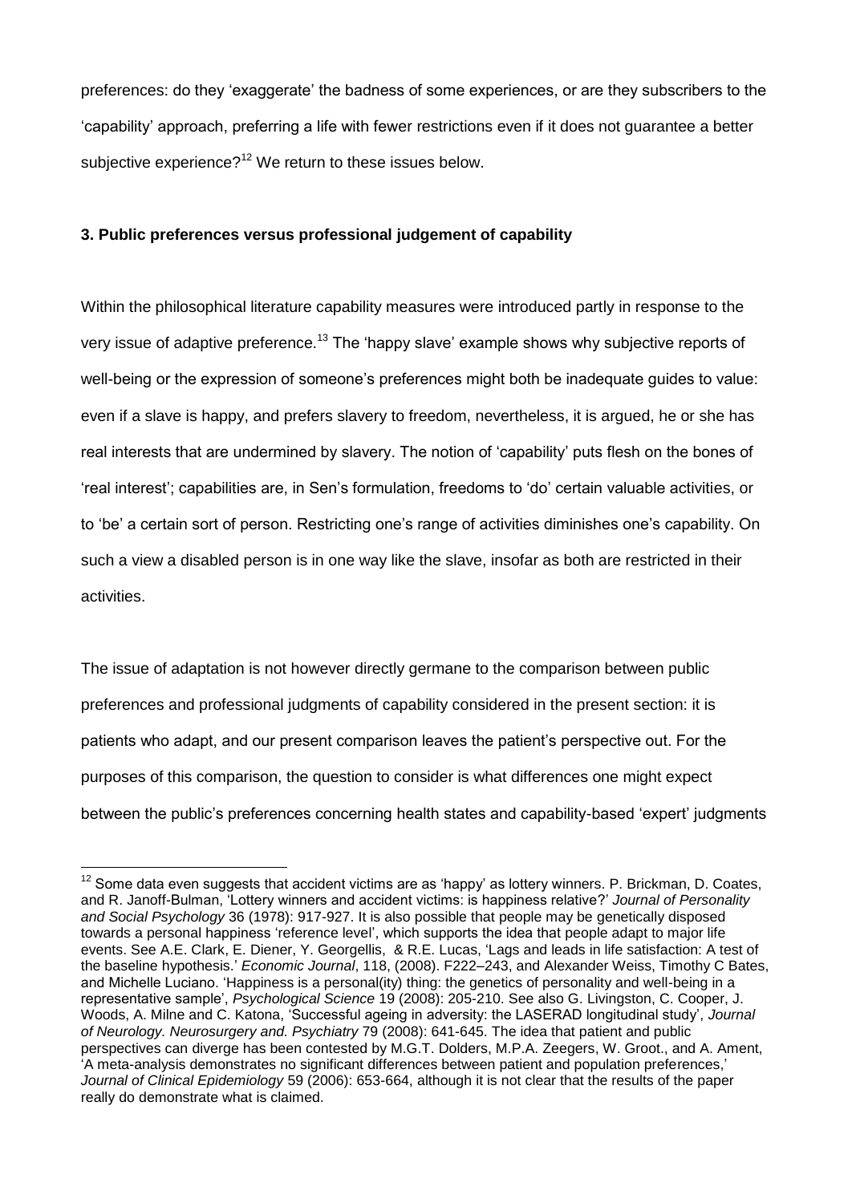preferences: do they 'exaggerate' the badness of some experiences, or are they subscribers to the 'capability' approach, preferring a life with fewer restrictions even if it does not guarantee a better subjective experience?[12] We return to these issues below.

### 3. Public preferences versus professional judgement of capability

Within the philosophical literature capability measures were introduced partly in response to the very issue of adaptive preference.[13] The 'happy slave' example shows why subjective reports of well-being or the expression of someone's preferences might both be inadequate guides to value: even if a slave is happy, and prefers slavery to freedom, nevertheless, it is argued, he or she has real interests that are undermined by slavery. The notion of 'capability' puts flesh on the bones of 'real interest'; capabilities are, in Sen's formulation, freedoms to 'do' certain valuable activities, or to 'be' a certain sort of person. Restricting one's range of activities diminishes one's capability. On such a view a disabled person is in one way like the slave, insofar as both are restricted in their activities.

The issue of adaptation is not however directly germane to the comparison between public preferences and professional judgments of capability considered in the present section: it is patients who adapt, and our present comparison leaves the patient's perspective out. For the purposes of this comparison, the question to consider is what differences one might expect between the public's preferences concerning health states and capability-based 'expert' judgments

[12] Some data even suggests that accident victims are as 'happy' as lottery winners. P. Brickman, D. Coates, and R. Janoff-Bulman, 'Lottery winners and accident victims: is happiness relative?' *Journal of Personality and Social Psychology* 36 (1978): 917-927. It is also possible that people may be genetically disposed towards a personal happiness 'reference level', which supports the idea that people adapt to major life events. See A.E. Clark, E. Diener, Y. Georgellis, & R.E. Lucas, 'Lags and leads in life satisfaction: A test of the baseline hypothesis.' *Economic Journal*, 118, (2008). F222–243, and Alexander Weiss, Timothy C Bates, and Michelle Luciano. 'Happiness is a personal(ity) thing: the genetics of personality and well-being in a representative sample', *Psychological Science* 19 (2008): 205-210. See also G. Livingston, C. Cooper, J. Woods, A. Milne and C. Katona, 'Successful ageing in adversity: the LASERAD longitudinal study', *Journal of Neurology. Neurosurgery and. Psychiatry* 79 (2008): 641-645. The idea that patient and public perspectives can diverge has been contested by M.G.T. Dolders, M.P.A. Zeegers, W. Groot., and A. Ament, 'A meta-analysis demonstrates no significant differences between patient and population preferences,' *Journal of Clinical Epidemiology* 59 (2006): 653-664, although it is not clear that the results of the paper really do demonstrate what is claimed.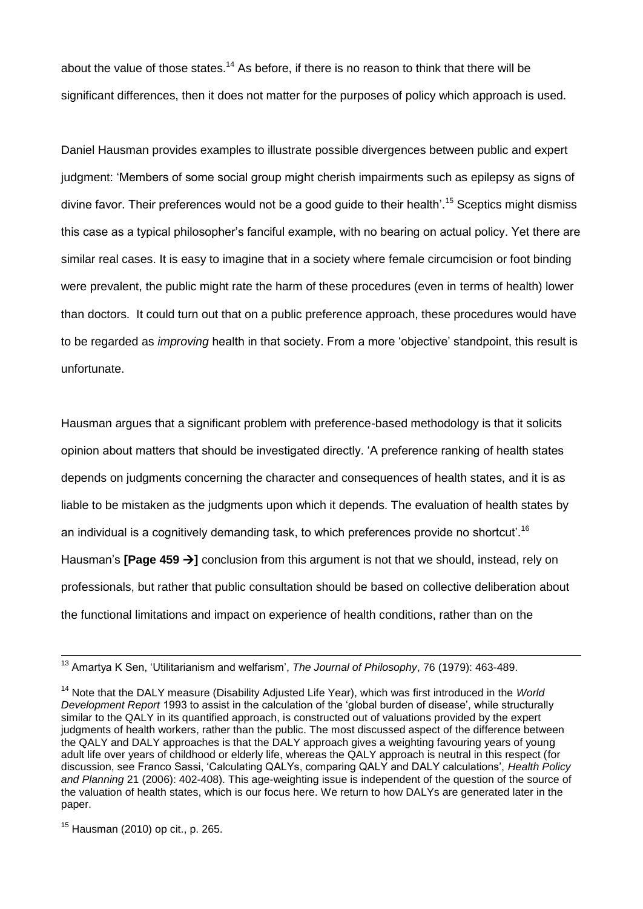about the value of those states.[14] As before, if there is no reason to think that there will be significant differences, then it does not matter for the purposes of policy which approach is used.

Daniel Hausman provides examples to illustrate possible divergences between public and expert judgment: 'Members of some social group might cherish impairments such as epilepsy as signs of divine favor. Their preferences would not be a good guide to their health'.[15] Sceptics might dismiss this case as a typical philosopher's fanciful example, with no bearing on actual policy. Yet there are similar real cases. It is easy to imagine that in a society where female circumcision or foot binding were prevalent, the public might rate the harm of these procedures (even in terms of health) lower than doctors. It could turn out that on a public preference approach, these procedures would have to be regarded as *improving* health in that society. From a more 'objective' standpoint, this result is unfortunate.

Hausman argues that a significant problem with preference-based methodology is that it solicits opinion about matters that should be investigated directly. 'A preference ranking of health states depends on judgments concerning the character and consequences of health states, and it is as liable to be mistaken as the judgments upon which it depends. The evaluation of health states by an individual is a cognitively demanding task, to which preferences provide no shortcut'.[16] Hausman's **[Page 459 →]** conclusion from this argument is not that we should, instead, rely on professionals, but rather that public consultation should be based on collective deliberation about the functional limitations and impact on experience of health conditions, rather than on the

---

[13] Amartya K Sen, 'Utilitarianism and welfarism', *The Journal of Philosophy*, 76 (1979): 463-489.

[14] Note that the DALY measure (Disability Adjusted Life Year), which was first introduced in the *World Development Report* 1993 to assist in the calculation of the 'global burden of disease', while structurally similar to the QALY in its quantified approach, is constructed out of valuations provided by the expert judgments of health workers, rather than the public. The most discussed aspect of the difference between the QALY and DALY approaches is that the DALY approach gives a weighting favouring years of young adult life over years of childhood or elderly life, whereas the QALY approach is neutral in this respect (for discussion, see Franco Sassi, 'Calculating QALYs, comparing QALY and DALY calculations', *Health Policy and Planning* 21 (2006): 402-408). This age-weighting issue is independent of the question of the source of the valuation of health states, which is our focus here. We return to how DALYs are generated later in the paper.

[15] Hausman (2010) op cit., p. 265.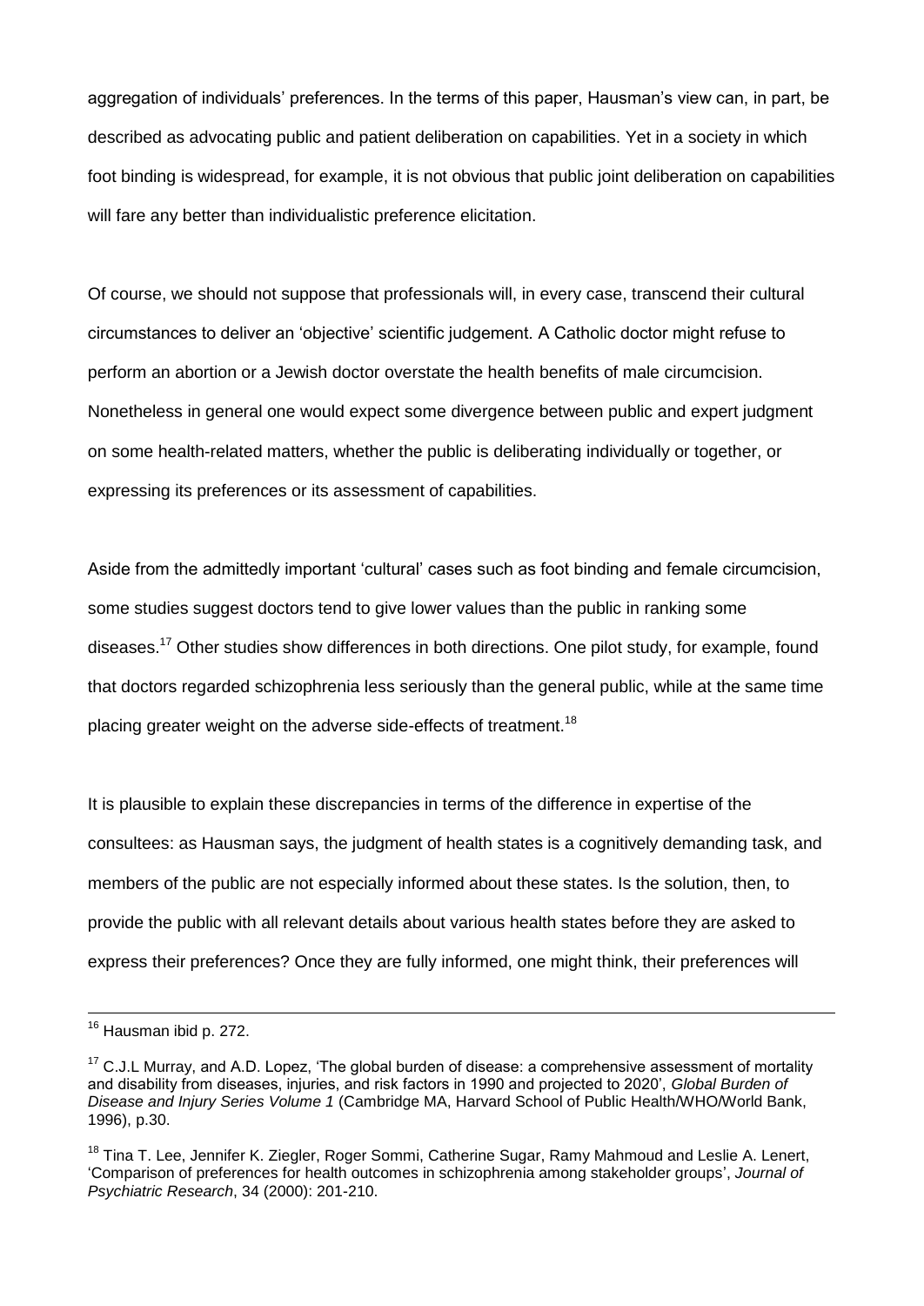aggregation of individuals' preferences. In the terms of this paper, Hausman's view can, in part, be described as advocating public and patient deliberation on capabilities. Yet in a society in which foot binding is widespread, for example, it is not obvious that public joint deliberation on capabilities will fare any better than individualistic preference elicitation.

Of course, we should not suppose that professionals will, in every case, transcend their cultural circumstances to deliver an 'objective' scientific judgement. A Catholic doctor might refuse to perform an abortion or a Jewish doctor overstate the health benefits of male circumcision. Nonetheless in general one would expect some divergence between public and expert judgment on some health-related matters, whether the public is deliberating individually or together, or expressing its preferences or its assessment of capabilities.

Aside from the admittedly important 'cultural' cases such as foot binding and female circumcision, some studies suggest doctors tend to give lower values than the public in ranking some diseases.[17] Other studies show differences in both directions. One pilot study, for example, found that doctors regarded schizophrenia less seriously than the general public, while at the same time placing greater weight on the adverse side-effects of treatment.[18]

It is plausible to explain these discrepancies in terms of the difference in expertise of the consultees: as Hausman says, the judgment of health states is a cognitively demanding task, and members of the public are not especially informed about these states. Is the solution, then, to provide the public with all relevant details about various health states before they are asked to express their preferences? Once they are fully informed, one might think, their preferences will

---

[16] Hausman ibid p. 272.

[17] C.J.L Murray, and A.D. Lopez, 'The global burden of disease: a comprehensive assessment of mortality and disability from diseases, injuries, and risk factors in 1990 and projected to 2020', *Global Burden of Disease and Injury Series Volume 1* (Cambridge MA, Harvard School of Public Health/WHO/World Bank, 1996), p.30.

[18] Tina T. Lee, Jennifer K. Ziegler, Roger Sommi, Catherine Sugar, Ramy Mahmoud and Leslie A. Lenert, 'Comparison of preferences for health outcomes in schizophrenia among stakeholder groups', *Journal of Psychiatric Research*, 34 (2000): 201-210.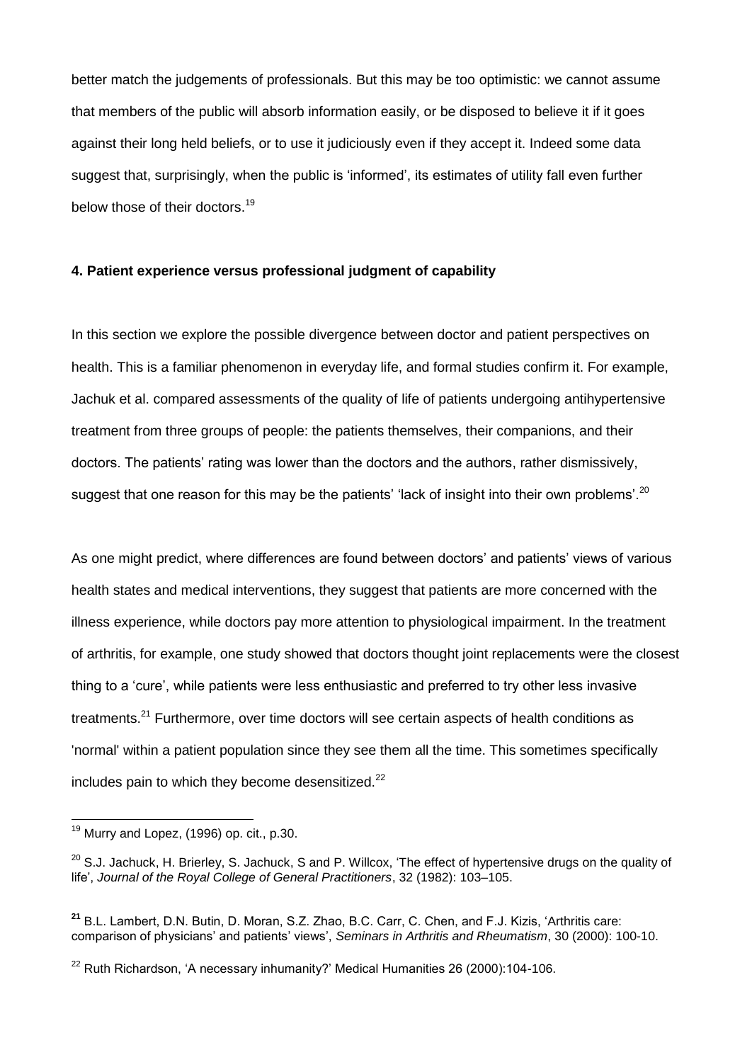better match the judgements of professionals. But this may be too optimistic: we cannot assume that members of the public will absorb information easily, or be disposed to believe it if it goes against their long held beliefs, or to use it judiciously even if they accept it. Indeed some data suggest that, surprisingly, when the public is 'informed', its estimates of utility fall even further below those of their doctors.[19]

**4. Patient experience versus professional judgment of capability**

In this section we explore the possible divergence between doctor and patient perspectives on health. This is a familiar phenomenon in everyday life, and formal studies confirm it. For example, Jachuk et al. compared assessments of the quality of life of patients undergoing antihypertensive treatment from three groups of people: the patients themselves, their companions, and their doctors. The patients' rating was lower than the doctors and the authors, rather dismissively, suggest that one reason for this may be the patients' 'lack of insight into their own problems'.[20]

As one might predict, where differences are found between doctors' and patients' views of various health states and medical interventions, they suggest that patients are more concerned with the illness experience, while doctors pay more attention to physiological impairment. In the treatment of arthritis, for example, one study showed that doctors thought joint replacements were the closest thing to a 'cure', while patients were less enthusiastic and preferred to try other less invasive treatments.[21] Furthermore, over time doctors will see certain aspects of health conditions as 'normal' within a patient population since they see them all the time. This sometimes specifically includes pain to which they become desensitized.[22]

---

[19] Murry and Lopez, (1996) op. cit., p.30.

[20] S.J. Jachuck, H. Brierley, S. Jachuck, S and P. Willcox, 'The effect of hypertensive drugs on the quality of life', *Journal of the Royal College of General Practitioners*, 32 (1982): 103–105.

[21] B.L. Lambert, D.N. Butin, D. Moran, S.Z. Zhao, B.C. Carr, C. Chen, and F.J. Kizis, 'Arthritis care: comparison of physicians' and patients' views', *Seminars in Arthritis and Rheumatism*, 30 (2000): 100-10.

[22] Ruth Richardson, 'A necessary inhumanity?' Medical Humanities 26 (2000):104-106.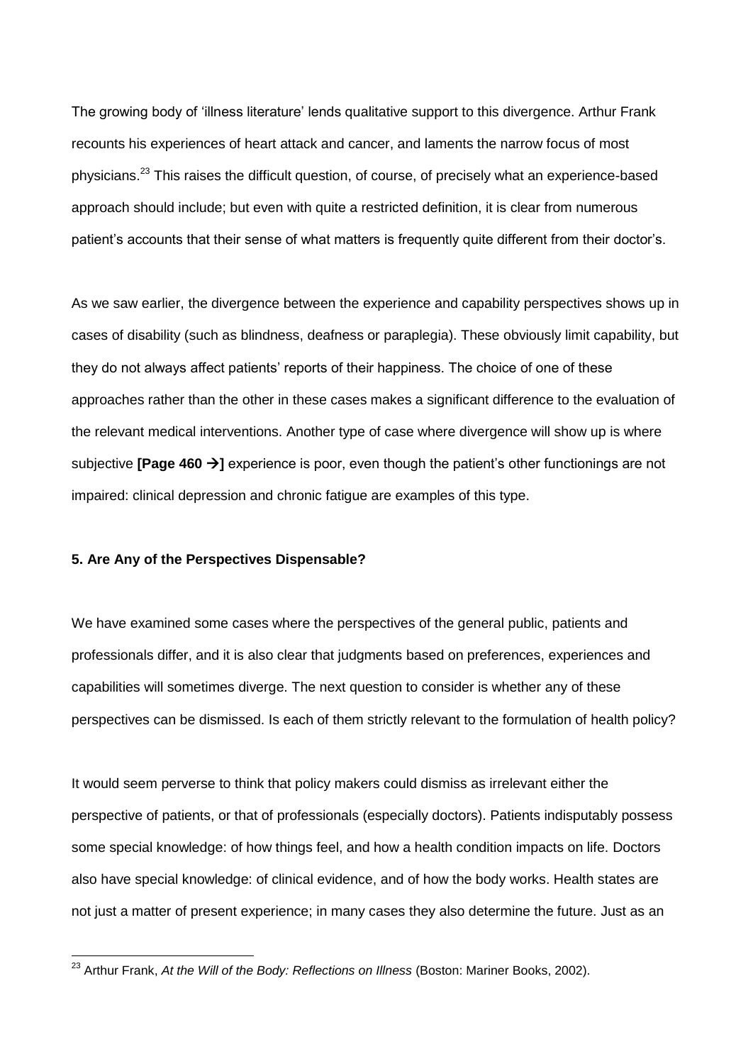The growing body of 'illness literature' lends qualitative support to this divergence. Arthur Frank recounts his experiences of heart attack and cancer, and laments the narrow focus of most physicians.[23] This raises the difficult question, of course, of precisely what an experience-based approach should include; but even with quite a restricted definition, it is clear from numerous patient's accounts that their sense of what matters is frequently quite different from their doctor's.

As we saw earlier, the divergence between the experience and capability perspectives shows up in cases of disability (such as blindness, deafness or paraplegia). These obviously limit capability, but they do not always affect patients' reports of their happiness. The choice of one of these approaches rather than the other in these cases makes a significant difference to the evaluation of the relevant medical interventions. Another type of case where divergence will show up is where subjective **[Page 460 →]** experience is poor, even though the patient's other functionings are not impaired: clinical depression and chronic fatigue are examples of this type.

### 5. Are Any of the Perspectives Dispensable?

We have examined some cases where the perspectives of the general public, patients and professionals differ, and it is also clear that judgments based on preferences, experiences and capabilities will sometimes diverge. The next question to consider is whether any of these perspectives can be dismissed. Is each of them strictly relevant to the formulation of health policy?

It would seem perverse to think that policy makers could dismiss as irrelevant either the perspective of patients, or that of professionals (especially doctors). Patients indisputably possess some special knowledge: of how things feel, and how a health condition impacts on life. Doctors also have special knowledge: of clinical evidence, and of how the body works. Health states are not just a matter of present experience; in many cases they also determine the future. Just as an

[23] Arthur Frank, *At the Will of the Body: Reflections on Illness* (Boston: Mariner Books, 2002).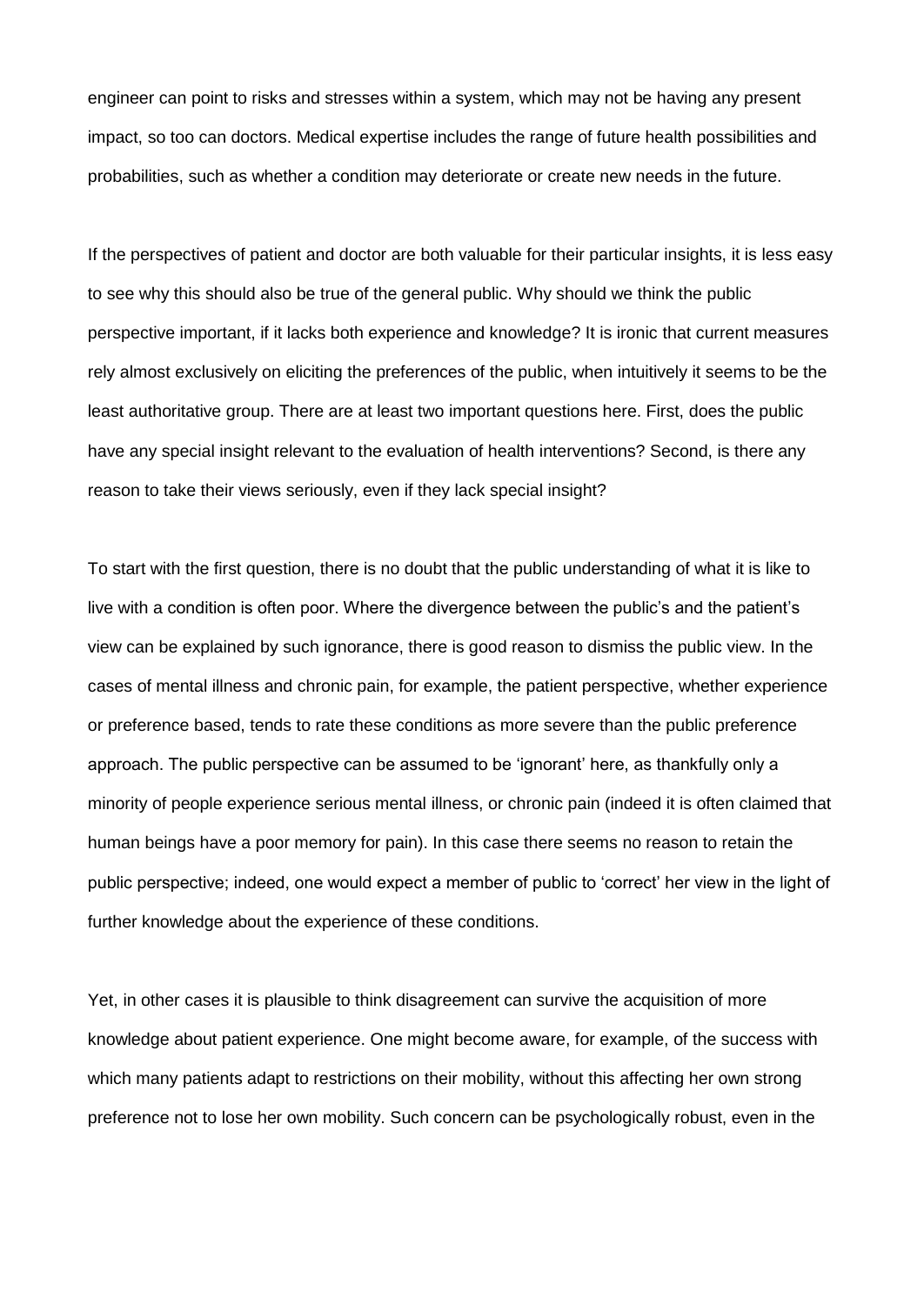engineer can point to risks and stresses within a system, which may not be having any present impact, so too can doctors. Medical expertise includes the range of future health possibilities and probabilities, such as whether a condition may deteriorate or create new needs in the future.

If the perspectives of patient and doctor are both valuable for their particular insights, it is less easy to see why this should also be true of the general public. Why should we think the public perspective important, if it lacks both experience and knowledge? It is ironic that current measures rely almost exclusively on eliciting the preferences of the public, when intuitively it seems to be the least authoritative group. There are at least two important questions here. First, does the public have any special insight relevant to the evaluation of health interventions? Second, is there any reason to take their views seriously, even if they lack special insight?

To start with the first question, there is no doubt that the public understanding of what it is like to live with a condition is often poor. Where the divergence between the public's and the patient's view can be explained by such ignorance, there is good reason to dismiss the public view. In the cases of mental illness and chronic pain, for example, the patient perspective, whether experience or preference based, tends to rate these conditions as more severe than the public preference approach. The public perspective can be assumed to be 'ignorant' here, as thankfully only a minority of people experience serious mental illness, or chronic pain (indeed it is often claimed that human beings have a poor memory for pain). In this case there seems no reason to retain the public perspective; indeed, one would expect a member of public to 'correct' her view in the light of further knowledge about the experience of these conditions.

Yet, in other cases it is plausible to think disagreement can survive the acquisition of more knowledge about patient experience. One might become aware, for example, of the success with which many patients adapt to restrictions on their mobility, without this affecting her own strong preference not to lose her own mobility. Such concern can be psychologically robust, even in the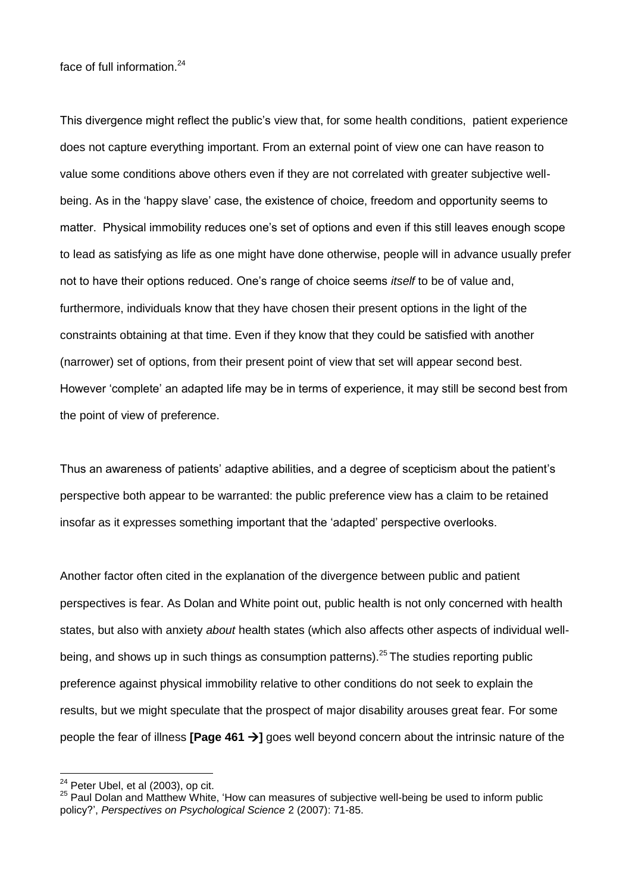face of full information.[24]

This divergence might reflect the public's view that, for some health conditions, patient experience does not capture everything important. From an external point of view one can have reason to value some conditions above others even if they are not correlated with greater subjective well-being. As in the 'happy slave' case, the existence of choice, freedom and opportunity seems to matter. Physical immobility reduces one's set of options and even if this still leaves enough scope to lead as satisfying as life as one might have done otherwise, people will in advance usually prefer not to have their options reduced. One's range of choice seems *itself* to be of value and, furthermore, individuals know that they have chosen their present options in the light of the constraints obtaining at that time. Even if they know that they could be satisfied with another (narrower) set of options, from their present point of view that set will appear second best. However 'complete' an adapted life may be in terms of experience, it may still be second best from the point of view of preference.

Thus an awareness of patients' adaptive abilities, and a degree of scepticism about the patient's perspective both appear to be warranted: the public preference view has a claim to be retained insofar as it expresses something important that the 'adapted' perspective overlooks.

Another factor often cited in the explanation of the divergence between public and patient perspectives is fear. As Dolan and White point out, public health is not only concerned with health states, but also with anxiety *about* health states (which also affects other aspects of individual well-being, and shows up in such things as consumption patterns).[25] The studies reporting public preference against physical immobility relative to other conditions do not seek to explain the results, but we might speculate that the prospect of major disability arouses great fear. For some people the fear of illness **[Page 461 →]** goes well beyond concern about the intrinsic nature of the

---

[24] Peter Ubel, et al (2003), op cit.

[25] Paul Dolan and Matthew White, 'How can measures of subjective well-being be used to inform public policy?', *Perspectives on Psychological Science* 2 (2007): 71-85.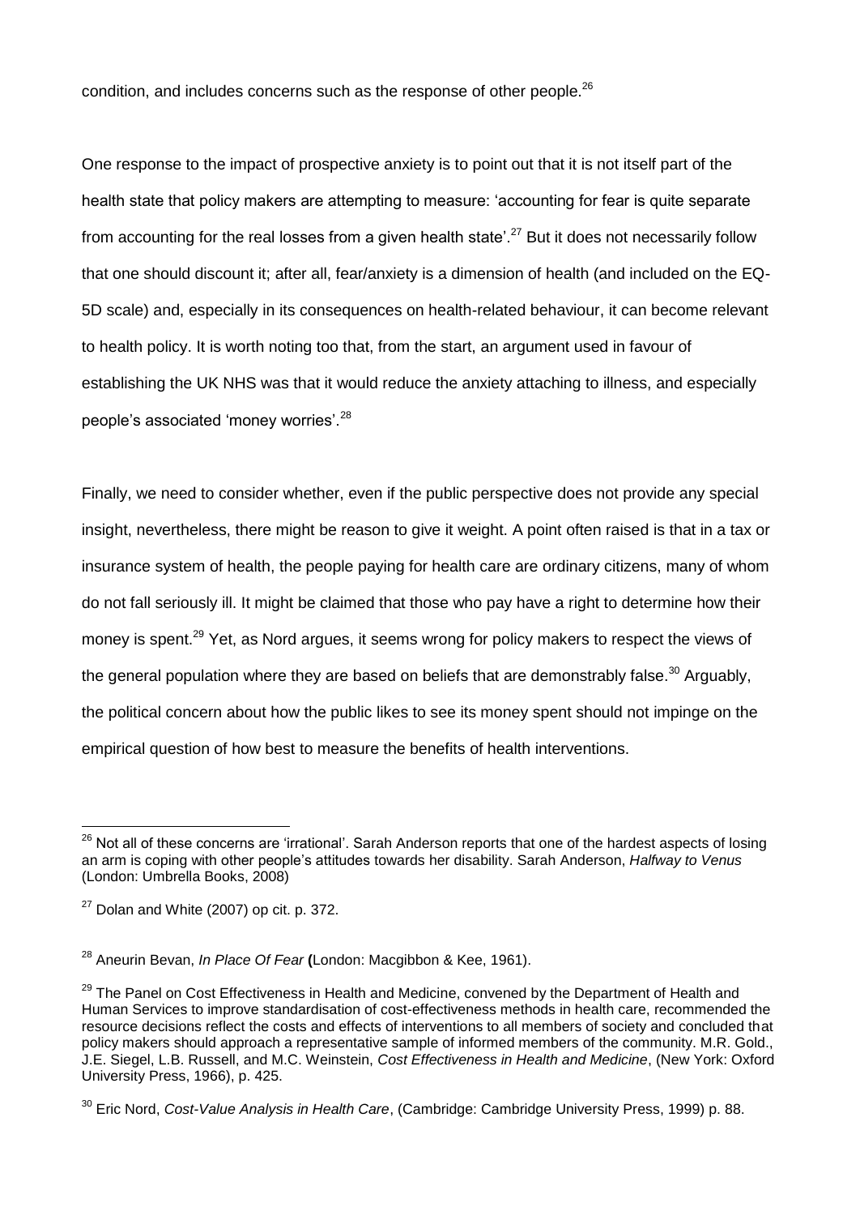condition, and includes concerns such as the response of other people.[26]

One response to the impact of prospective anxiety is to point out that it is not itself part of the health state that policy makers are attempting to measure: 'accounting for fear is quite separate from accounting for the real losses from a given health state'.[27] But it does not necessarily follow that one should discount it; after all, fear/anxiety is a dimension of health (and included on the EQ-5D scale) and, especially in its consequences on health-related behaviour, it can become relevant to health policy. It is worth noting too that, from the start, an argument used in favour of establishing the UK NHS was that it would reduce the anxiety attaching to illness, and especially people's associated 'money worries'.[28]

Finally, we need to consider whether, even if the public perspective does not provide any special insight, nevertheless, there might be reason to give it weight. A point often raised is that in a tax or insurance system of health, the people paying for health care are ordinary citizens, many of whom do not fall seriously ill. It might be claimed that those who pay have a right to determine how their money is spent.[29] Yet, as Nord argues, it seems wrong for policy makers to respect the views of the general population where they are based on beliefs that are demonstrably false.[30] Arguably, the political concern about how the public likes to see its money spent should not impinge on the empirical question of how best to measure the benefits of health interventions.

---

[26] Not all of these concerns are 'irrational'. Sarah Anderson reports that one of the hardest aspects of losing an arm is coping with other people's attitudes towards her disability. Sarah Anderson, *Halfway to Venus* (London: Umbrella Books, 2008)

[27] Dolan and White (2007) op cit. p. 372.

[28] Aneurin Bevan, *In Place Of Fear* **(**London: Macgibbon & Kee, 1961).

[29] The Panel on Cost Effectiveness in Health and Medicine, convened by the Department of Health and Human Services to improve standardisation of cost-effectiveness methods in health care, recommended the resource decisions reflect the costs and effects of interventions to all members of society and concluded that policy makers should approach a representative sample of informed members of the community. M.R. Gold., J.E. Siegel, L.B. Russell, and M.C. Weinstein, *Cost Effectiveness in Health and Medicine*, (New York: Oxford University Press, 1966), p. 425.

[30] Eric Nord, *Cost-Value Analysis in Health Care*, (Cambridge: Cambridge University Press, 1999) p. 88.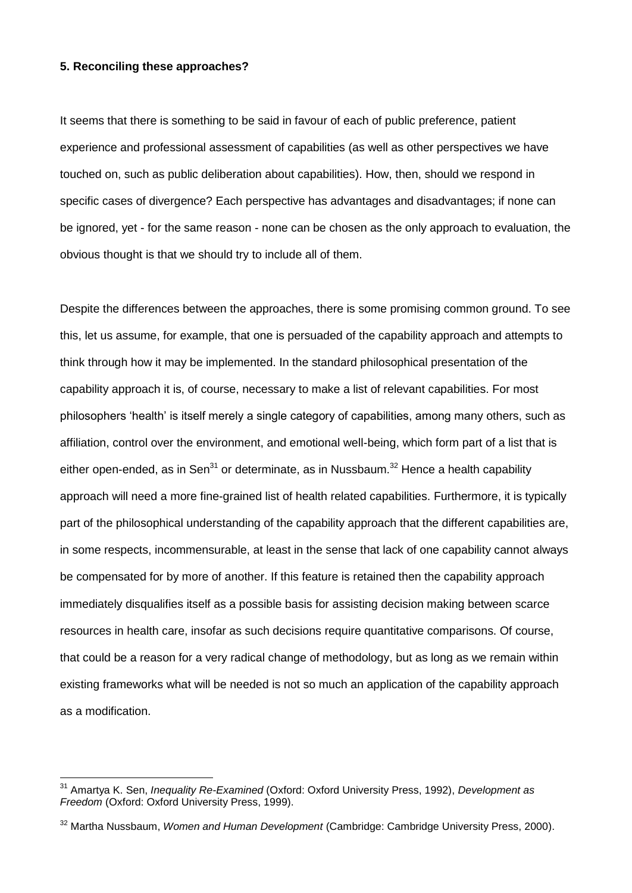**5. Reconciling these approaches?**

It seems that there is something to be said in favour of each of public preference, patient experience and professional assessment of capabilities (as well as other perspectives we have touched on, such as public deliberation about capabilities). How, then, should we respond in specific cases of divergence? Each perspective has advantages and disadvantages; if none can be ignored, yet - for the same reason - none can be chosen as the only approach to evaluation, the obvious thought is that we should try to include all of them.

Despite the differences between the approaches, there is some promising common ground. To see this, let us assume, for example, that one is persuaded of the capability approach and attempts to think through how it may be implemented. In the standard philosophical presentation of the capability approach it is, of course, necessary to make a list of relevant capabilities. For most philosophers 'health' is itself merely a single category of capabilities, among many others, such as affiliation, control over the environment, and emotional well-being, which form part of a list that is either open-ended, as in Sen[31] or determinate, as in Nussbaum.[32] Hence a health capability approach will need a more fine-grained list of health related capabilities. Furthermore, it is typically part of the philosophical understanding of the capability approach that the different capabilities are, in some respects, incommensurable, at least in the sense that lack of one capability cannot always be compensated for by more of another. If this feature is retained then the capability approach immediately disqualifies itself as a possible basis for assisting decision making between scarce resources in health care, insofar as such decisions require quantitative comparisons. Of course, that could be a reason for a very radical change of methodology, but as long as we remain within existing frameworks what will be needed is not so much an application of the capability approach as a modification.

[31] Amartya K. Sen, *Inequality Re-Examined* (Oxford: Oxford University Press, 1992), *Development as Freedom* (Oxford: Oxford University Press, 1999).

[32] Martha Nussbaum, *Women and Human Development* (Cambridge: Cambridge University Press, 2000).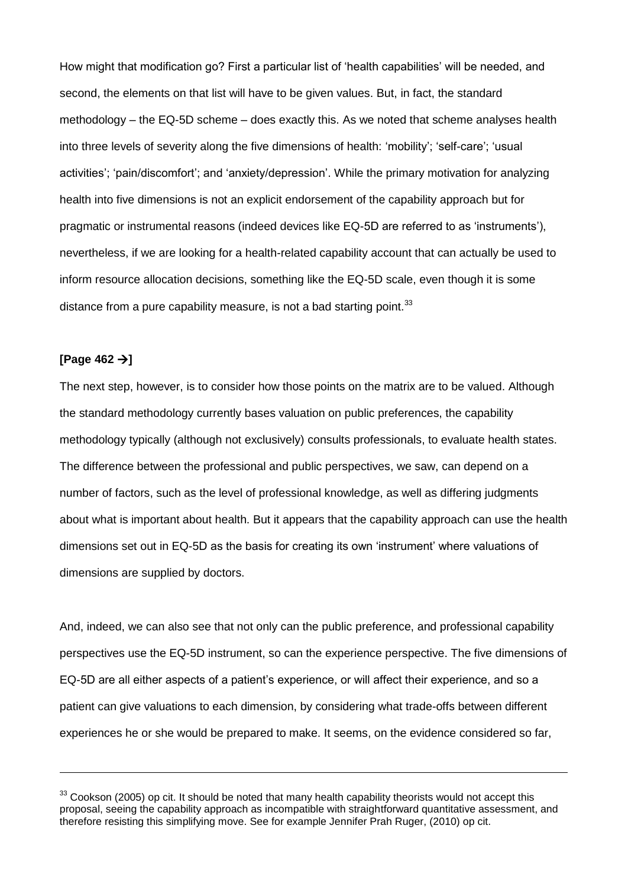How might that modification go? First a particular list of 'health capabilities' will be needed, and second, the elements on that list will have to be given values. But, in fact, the standard methodology – the EQ-5D scheme – does exactly this. As we noted that scheme analyses health into three levels of severity along the five dimensions of health: 'mobility'; 'self-care'; 'usual activities'; 'pain/discomfort'; and 'anxiety/depression'. While the primary motivation for analyzing health into five dimensions is not an explicit endorsement of the capability approach but for pragmatic or instrumental reasons (indeed devices like EQ-5D are referred to as 'instruments'), nevertheless, if we are looking for a health-related capability account that can actually be used to inform resource allocation decisions, something like the EQ-5D scale, even though it is some distance from a pure capability measure, is not a bad starting point.[33]

**[Page 462 →]**

The next step, however, is to consider how those points on the matrix are to be valued. Although the standard methodology currently bases valuation on public preferences, the capability methodology typically (although not exclusively) consults professionals, to evaluate health states. The difference between the professional and public perspectives, we saw, can depend on a number of factors, such as the level of professional knowledge, as well as differing judgments about what is important about health. But it appears that the capability approach can use the health dimensions set out in EQ-5D as the basis for creating its own 'instrument' where valuations of dimensions are supplied by doctors.

And, indeed, we can also see that not only can the public preference, and professional capability perspectives use the EQ-5D instrument, so can the experience perspective. The five dimensions of EQ-5D are all either aspects of a patient's experience, or will affect their experience, and so a patient can give valuations to each dimension, by considering what trade-offs between different experiences he or she would be prepared to make. It seems, on the evidence considered so far,

---

[33] Cookson (2005) op cit. It should be noted that many health capability theorists would not accept this proposal, seeing the capability approach as incompatible with straightforward quantitative assessment, and therefore resisting this simplifying move. See for example Jennifer Prah Ruger, (2010) op cit.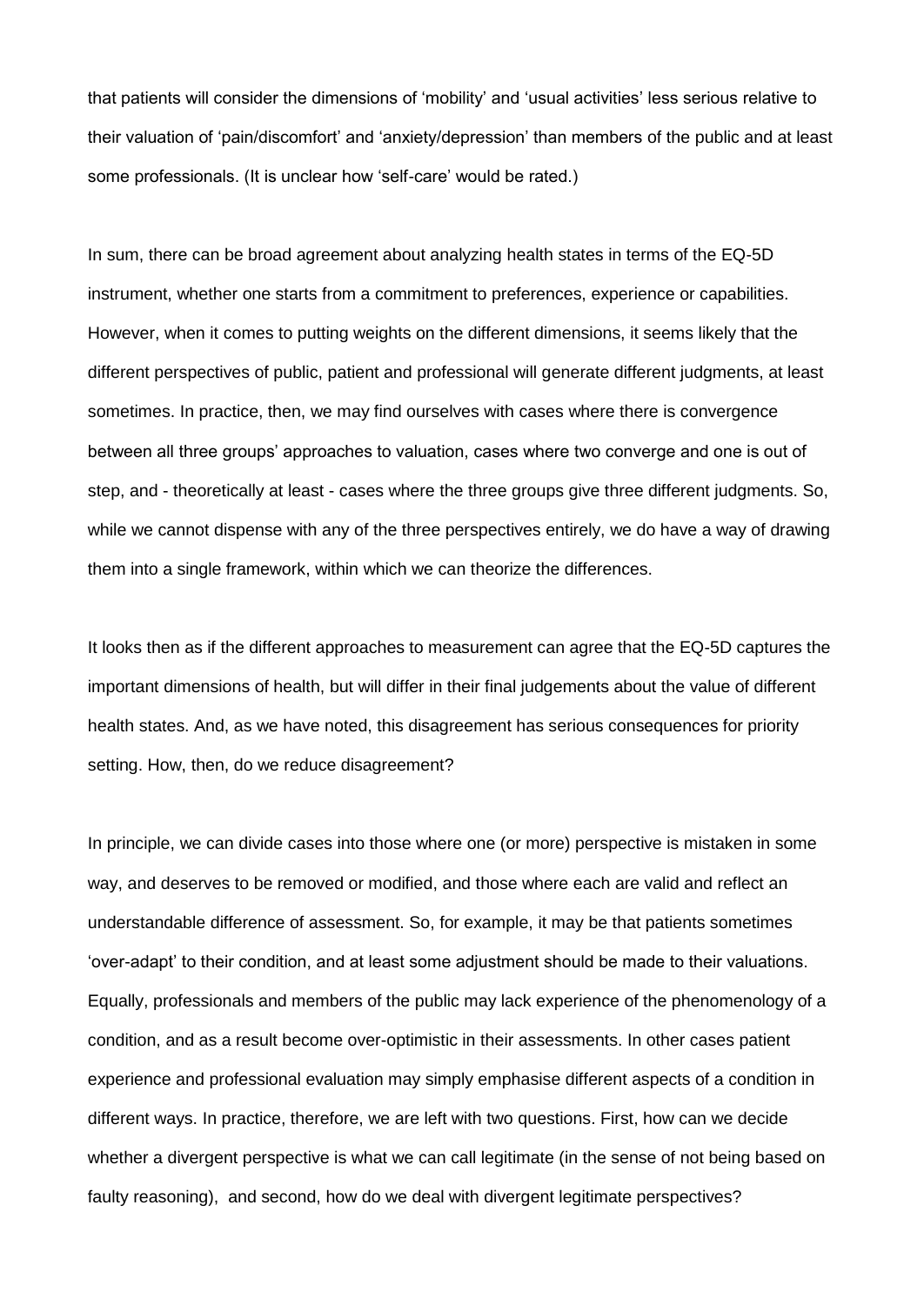that patients will consider the dimensions of 'mobility' and 'usual activities' less serious relative to their valuation of 'pain/discomfort' and 'anxiety/depression' than members of the public and at least some professionals. (It is unclear how 'self-care' would be rated.)

In sum, there can be broad agreement about analyzing health states in terms of the EQ-5D instrument, whether one starts from a commitment to preferences, experience or capabilities. However, when it comes to putting weights on the different dimensions, it seems likely that the different perspectives of public, patient and professional will generate different judgments, at least sometimes. In practice, then, we may find ourselves with cases where there is convergence between all three groups' approaches to valuation, cases where two converge and one is out of step, and - theoretically at least - cases where the three groups give three different judgments. So, while we cannot dispense with any of the three perspectives entirely, we do have a way of drawing them into a single framework, within which we can theorize the differences.

It looks then as if the different approaches to measurement can agree that the EQ-5D captures the important dimensions of health, but will differ in their final judgements about the value of different health states. And, as we have noted, this disagreement has serious consequences for priority setting. How, then, do we reduce disagreement?

In principle, we can divide cases into those where one (or more) perspective is mistaken in some way, and deserves to be removed or modified, and those where each are valid and reflect an understandable difference of assessment. So, for example, it may be that patients sometimes 'over-adapt' to their condition, and at least some adjustment should be made to their valuations. Equally, professionals and members of the public may lack experience of the phenomenology of a condition, and as a result become over-optimistic in their assessments. In other cases patient experience and professional evaluation may simply emphasise different aspects of a condition in different ways. In practice, therefore, we are left with two questions. First, how can we decide whether a divergent perspective is what we can call legitimate (in the sense of not being based on faulty reasoning), and second, how do we deal with divergent legitimate perspectives?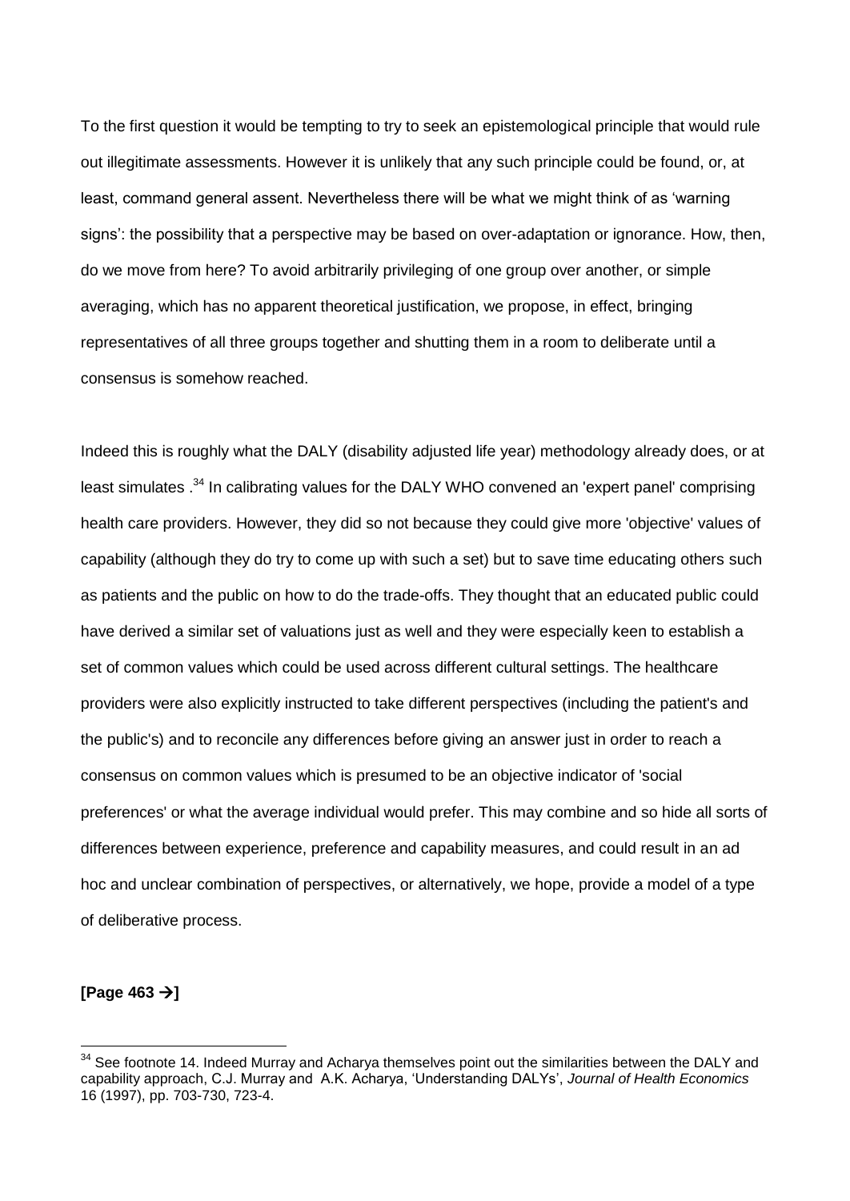To the first question it would be tempting to try to seek an epistemological principle that would rule out illegitimate assessments. However it is unlikely that any such principle could be found, or, at least, command general assent. Nevertheless there will be what we might think of as 'warning signs': the possibility that a perspective may be based on over-adaptation or ignorance. How, then, do we move from here? To avoid arbitrarily privileging of one group over another, or simple averaging, which has no apparent theoretical justification, we propose, in effect, bringing representatives of all three groups together and shutting them in a room to deliberate until a consensus is somehow reached.

Indeed this is roughly what the DALY (disability adjusted life year) methodology already does, or at least simulates .[34] In calibrating values for the DALY WHO convened an 'expert panel' comprising health care providers. However, they did so not because they could give more 'objective' values of capability (although they do try to come up with such a set) but to save time educating others such as patients and the public on how to do the trade-offs. They thought that an educated public could have derived a similar set of valuations just as well and they were especially keen to establish a set of common values which could be used across different cultural settings. The healthcare providers were also explicitly instructed to take different perspectives (including the patient's and the public's) and to reconcile any differences before giving an answer just in order to reach a consensus on common values which is presumed to be an objective indicator of 'social preferences' or what the average individual would prefer. This may combine and so hide all sorts of differences between experience, preference and capability measures, and could result in an ad hoc and unclear combination of perspectives, or alternatively, we hope, provide a model of a type of deliberative process.

**[Page 463 →]**

[34] See footnote 14. Indeed Murray and Acharya themselves point out the similarities between the DALY and capability approach, C.J. Murray and A.K. Acharya, 'Understanding DALYs', *Journal of Health Economics* 16 (1997), pp. 703-730, 723-4.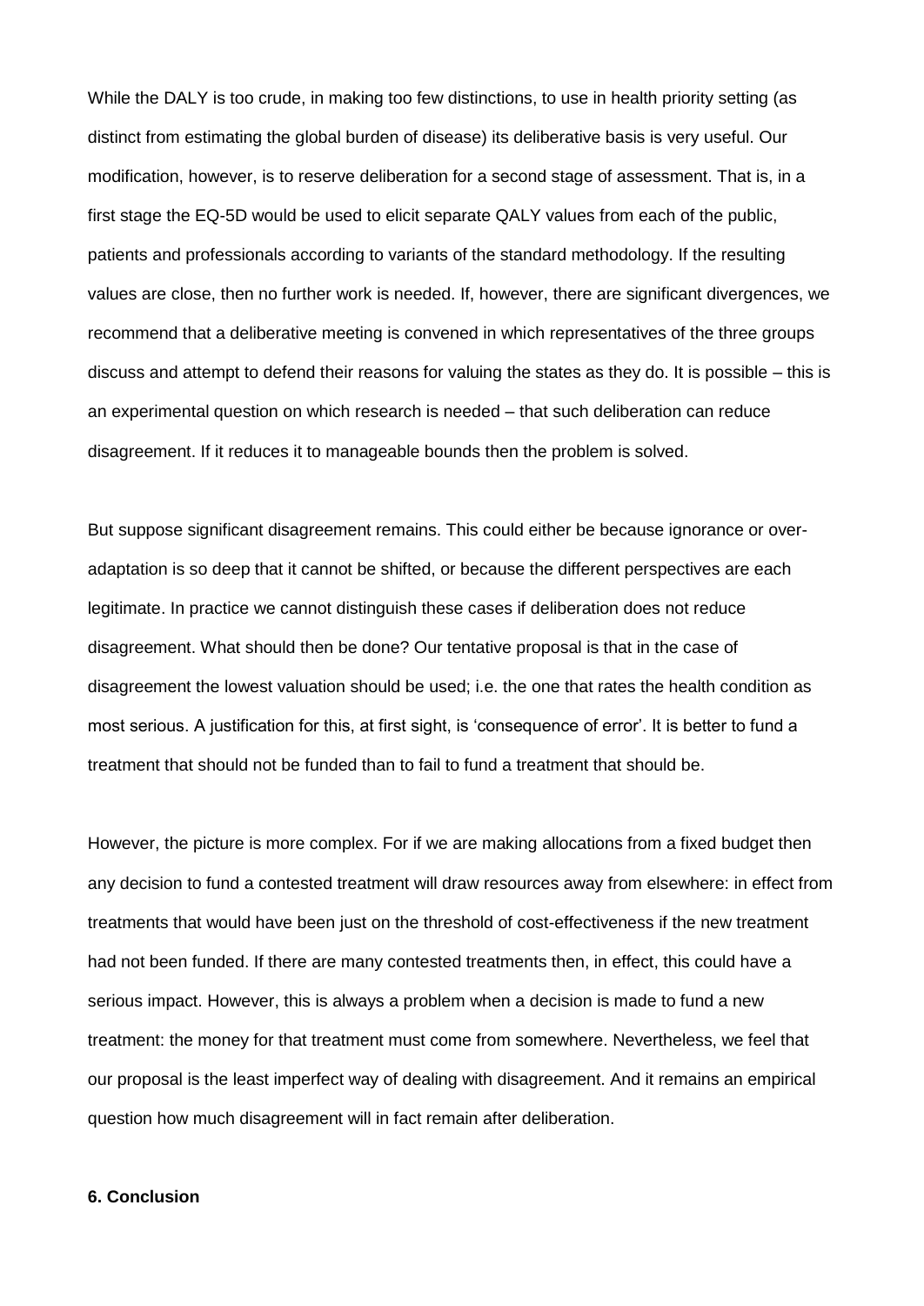While the DALY is too crude, in making too few distinctions, to use in health priority setting (as distinct from estimating the global burden of disease) its deliberative basis is very useful. Our modification, however, is to reserve deliberation for a second stage of assessment. That is, in a first stage the EQ-5D would be used to elicit separate QALY values from each of the public, patients and professionals according to variants of the standard methodology. If the resulting values are close, then no further work is needed. If, however, there are significant divergences, we recommend that a deliberative meeting is convened in which representatives of the three groups discuss and attempt to defend their reasons for valuing the states as they do. It is possible – this is an experimental question on which research is needed – that such deliberation can reduce disagreement. If it reduces it to manageable bounds then the problem is solved.

But suppose significant disagreement remains. This could either be because ignorance or over-adaptation is so deep that it cannot be shifted, or because the different perspectives are each legitimate. In practice we cannot distinguish these cases if deliberation does not reduce disagreement. What should then be done? Our tentative proposal is that in the case of disagreement the lowest valuation should be used; i.e. the one that rates the health condition as most serious. A justification for this, at first sight, is 'consequence of error'. It is better to fund a treatment that should not be funded than to fail to fund a treatment that should be.

However, the picture is more complex. For if we are making allocations from a fixed budget then any decision to fund a contested treatment will draw resources away from elsewhere: in effect from treatments that would have been just on the threshold of cost-effectiveness if the new treatment had not been funded. If there are many contested treatments then, in effect, this could have a serious impact. However, this is always a problem when a decision is made to fund a new treatment: the money for that treatment must come from somewhere. Nevertheless, we feel that our proposal is the least imperfect way of dealing with disagreement. And it remains an empirical question how much disagreement will in fact remain after deliberation.

## 6. Conclusion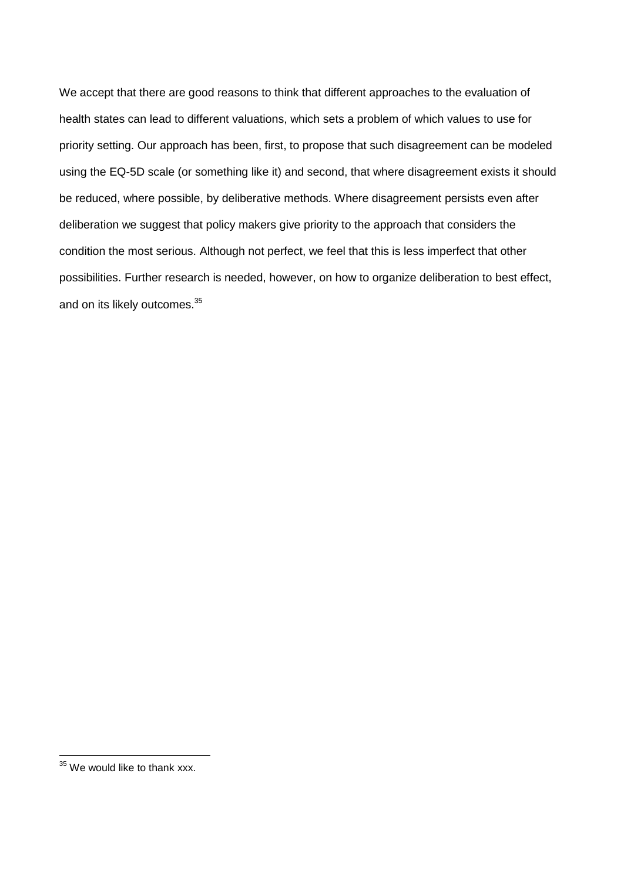We accept that there are good reasons to think that different approaches to the evaluation of health states can lead to different valuations, which sets a problem of which values to use for priority setting. Our approach has been, first, to propose that such disagreement can be modeled using the EQ-5D scale (or something like it) and second, that where disagreement exists it should be reduced, where possible, by deliberative methods. Where disagreement persists even after deliberation we suggest that policy makers give priority to the approach that considers the condition the most serious. Although not perfect, we feel that this is less imperfect that other possibilities. Further research is needed, however, on how to organize deliberation to best effect, and on its likely outcomes.[35]

[35] We would like to thank xxx.